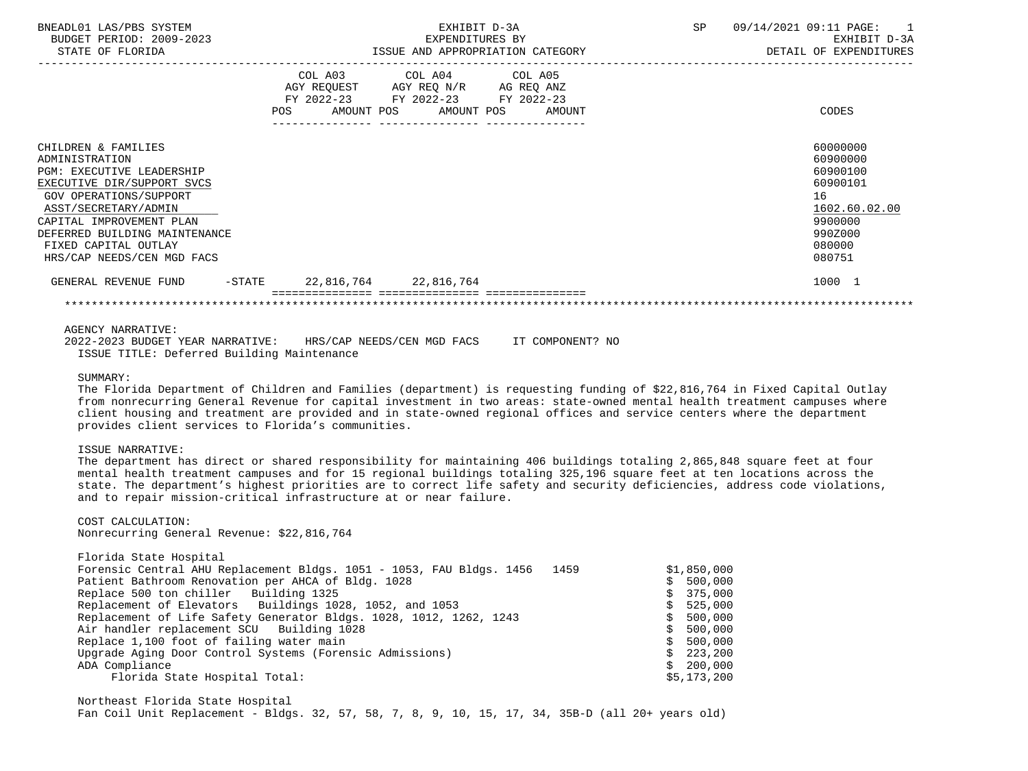BNEADL01 LAS/PBS SYSTEM
BUDGET PERIOD: 2009-2023
STATE OF FLORIDA

EXHIBIT D-3A
EXPENDITURES BY
ISSUE AND APPROPRIATION CATEGORY

SP 09/14/2021 09:11

EXHIBIT D-3A
DETAIL OF EXPENDITURES

| | COL A03 AGY REQUEST FY 2022-23 POS AMOUNT | COL A04 AGY REQ N/R FY 2022-23 POS AMOUNT | COL A05 AG REQ ANZ FY 2022-23 POS AMOUNT | CODES |
|---|---|---|---|---|
| CHILDREN & FAMILIES | | | | 60000000 |
| ADMINISTRATION | | | | 60900000 |
| PGM: EXECUTIVE LEADERSHIP | | | | 60900100 |
| EXECUTIVE DIR/SUPPORT SVCS | | | | 60900101 |
| GOV OPERATIONS/SUPPORT | | | | 16 |
| ASST/SECRETARY/ADMIN | | | | 1602.60.02.00 |
| CAPITAL IMPROVEMENT PLAN | | | | 9900000 |
| DEFERRED BUILDING MAINTENANCE | | | | 990Z000 |
| FIXED CAPITAL OUTLAY | | | | 080000 |
| HRS/CAP NEEDS/CEN MGD FACS | | | | 080751 |
| GENERAL REVENUE FUND -STATE | 22,816,764 | 22,816,764 | | 1000 1 |

AGENCY NARRATIVE:

2022-2023 BUDGET YEAR NARRATIVE: HRS/CAP NEEDS/CEN MGD FACS IT COMPONENT? NO

ISSUE TITLE: Deferred Building Maintenance

SUMMARY:

The Florida Department of Children and Families (department) is requesting funding of $22,816,764 in Fixed Capital Outlay from nonrecurring General Revenue for capital investment in two areas: state-owned mental health treatment campuses where client housing and treatment are provided and in state-owned regional offices and service centers where the department provides client services to Florida's communities.

ISSUE NARRATIVE:

The department has direct or shared responsibility for maintaining 406 buildings totaling 2,865,848 square feet at four mental health treatment campuses and for 15 regional buildings totaling 325,196 square feet at ten locations across the state. The department's highest priorities are to correct life safety and security deficiencies, address code violations, and to repair mission-critical infrastructure at or near failure.

COST CALCULATION:

Nonrecurring General Revenue: $22,816,764

Florida State Hospital

| Item | Amount |
|---|---|
| Forensic Central AHU Replacement Bldgs. 1051 - 1053, FAU Bldgs. 1456 1459 | $1,850,000 |
| Patient Bathroom Renovation per AHCA of Bldg. 1028 | $ 500,000 |
| Replace 500 ton chiller Building 1325 | $ 375,000 |
| Replacement of Elevators Buildings 1028, 1052, and 1053 | $ 525,000 |
| Replacement of Life Safety Generator Bldgs. 1028, 1012, 1262, 1243 | $ 500,000 |
| Air handler replacement SCU Building 1028 | $ 500,000 |
| Replace 1,100 foot of failing water main | $ 500,000 |
| Upgrade Aging Door Control Systems (Forensic Admissions) | $ 223,200 |
| ADA Compliance | $ 200,000 |
| Florida State Hospital Total: | $5,173,200 |

Northeast Florida State Hospital

Fan Coil Unit Replacement - Bldgs. 32, 57, 58, 7, 8, 9, 10, 15, 17, 34, 35B-D (all 20+ years old)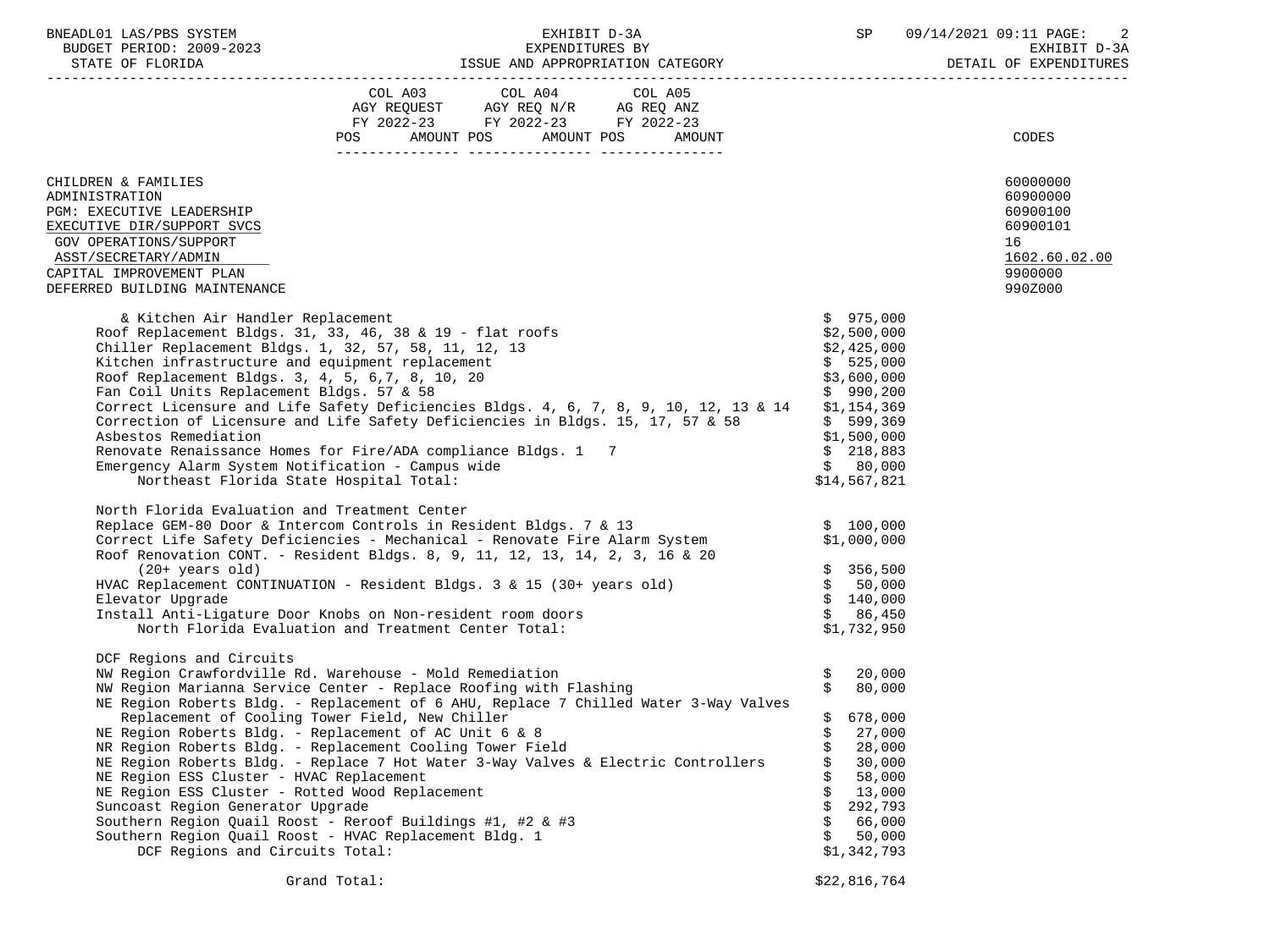| | COL A03 AGY REQUEST FY 2022-23 POS AMOUNT | COL A04 AGY REQ N/R FY 2022-23 POS AMOUNT | COL A05 AG REQ ANZ FY 2022-23 POS AMOUNT | | CODES |
|---|---|---|---|---|---|
| CHILDREN & FAMILIES | | | | | 60000000 |
| ADMINISTRATION | | | | | 60900000 |
| PGM: EXECUTIVE LEADERSHIP | | | | | 60900100 |
| EXECUTIVE DIR/SUPPORT SVCS | | | | | 60900101 |
| GOV OPERATIONS/SUPPORT | | | | | 16 |
| ASST/SECRETARY/ADMIN | | | | | 1602.60.02.00 |
| CAPITAL IMPROVEMENT PLAN | | | | | 9900000 |
| DEFERRED BUILDING MAINTENANCE | | | | | 990Z000 |

| Item | Amount |
|---|---|
| & Kitchen Air Handler Replacement | $ 975,000 |
| Roof Replacement Bldgs. 31, 33, 46, 38 & 19 - flat roofs | $2,500,000 |
| Chiller Replacement Bldgs. 1, 32, 57, 58, 11, 12, 13 | $2,425,000 |
| Kitchen infrastructure and equipment replacement | $ 525,000 |
| Roof Replacement Bldgs. 3, 4, 5, 6,7, 8, 10, 20 | $3,600,000 |
| Fan Coil Units Replacement Bldgs. 57 & 58 | $ 990,200 |
| Correct Licensure and Life Safety Deficiencies Bldgs. 4, 6, 7, 8, 9, 10, 12, 13 & 14 | $1,154,369 |
| Correction of Licensure and Life Safety Deficiencies in Bldgs. 15, 17, 57 & 58 | $ 599,369 |
| Asbestos Remediation | $1,500,000 |
| Renovate Renaissance Homes for Fire/ADA compliance Bldgs. 1 7 | $ 218,883 |
| Emergency Alarm System Notification - Campus wide | $ 80,000 |
| Northeast Florida State Hospital Total: | $14,567,821 |
| **North Florida Evaluation and Treatment Center** | |
| Replace GEM-80 Door & Intercom Controls in Resident Bldgs. 7 & 13 | $ 100,000 |
| Correct Life Safety Deficiencies - Mechanical - Renovate Fire Alarm System | $1,000,000 |
| Roof Renovation CONT. - Resident Bldgs. 8, 9, 11, 12, 13, 14, 2, 3, 16 & 20 (20+ years old) | $ 356,500 |
| HVAC Replacement CONTINUATION - Resident Bldgs. 3 & 15 (30+ years old) | $ 50,000 |
| Elevator Upgrade | $ 140,000 |
| Install Anti-Ligature Door Knobs on Non-resident room doors | $ 86,450 |
| North Florida Evaluation and Treatment Center Total: | $1,732,950 |
| **DCF Regions and Circuits** | |
| NW Region Crawfordville Rd. Warehouse - Mold Remediation | $ 20,000 |
| NW Region Marianna Service Center - Replace Roofing with Flashing | $ 80,000 |
| NE Region Roberts Bldg. - Replacement of 6 AHU, Replace 7 Chilled Water 3-Way Valves Replacement of Cooling Tower Field, New Chiller | $ 678,000 |
| NE Region Roberts Bldg. - Replacement of AC Unit 6 & 8 | $ 27,000 |
| NR Region Roberts Bldg. - Replacement Cooling Tower Field | $ 28,000 |
| NE Region Roberts Bldg. - Replace 7 Hot Water 3-Way Valves & Electric Controllers | $ 30,000 |
| NE Region ESS Cluster - HVAC Replacement | $ 58,000 |
| NE Region ESS Cluster - Rotted Wood Replacement | $ 13,000 |
| Suncoast Region Generator Upgrade | $ 292,793 |
| Southern Region Quail Roost - Reroof Buildings #1, #2 & #3 | $ 66,000 |
| Southern Region Quail Roost - HVAC Replacement Bldg. 1 | $ 50,000 |
| DCF Regions and Circuits Total: | $1,342,793 |
| Grand Total: | $22,816,764 |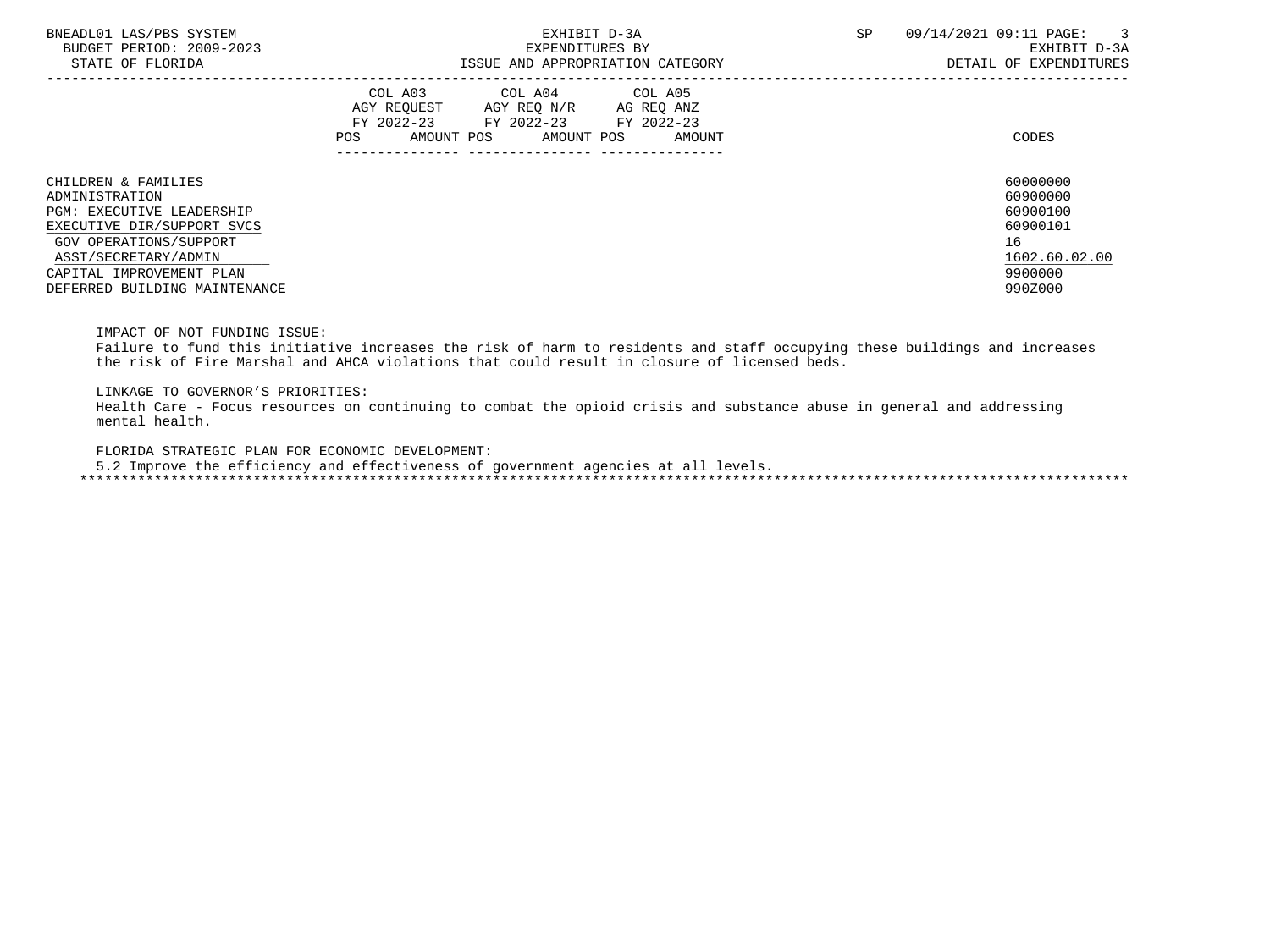| | COL A03 AGY REQUEST FY 2022-23 POS AMOUNT | COL A04 AGY REQ N/R FY 2022-23 POS AMOUNT | COL A05 AG REQ ANZ FY 2022-23 POS AMOUNT | CODES |
|---|---|---|---|---|
| CHILDREN & FAMILIES | | | | 60000000 |
| ADMINISTRATION | | | | 60900000 |
| PGM: EXECUTIVE LEADERSHIP | | | | 60900100 |
| EXECUTIVE DIR/SUPPORT SVCS | | | | 60900101 |
| GOV OPERATIONS/SUPPORT | | | | 16 |
| ASST/SECRETARY/ADMIN | | | | 1602.60.02.00 |
| CAPITAL IMPROVEMENT PLAN | | | | 9900000 |
| DEFERRED BUILDING MAINTENANCE | | | | 990Z000 |

IMPACT OF NOT FUNDING ISSUE:
Failure to fund this initiative increases the risk of harm to residents and staff occupying these buildings and increases the risk of Fire Marshal and AHCA violations that could result in closure of licensed beds.

LINKAGE TO GOVERNOR'S PRIORITIES:
Health Care - Focus resources on continuing to combat the opioid crisis and substance abuse in general and addressing mental health.

FLORIDA STRATEGIC PLAN FOR ECONOMIC DEVELOPMENT:
5.2 Improve the efficiency and effectiveness of government agencies at all levels.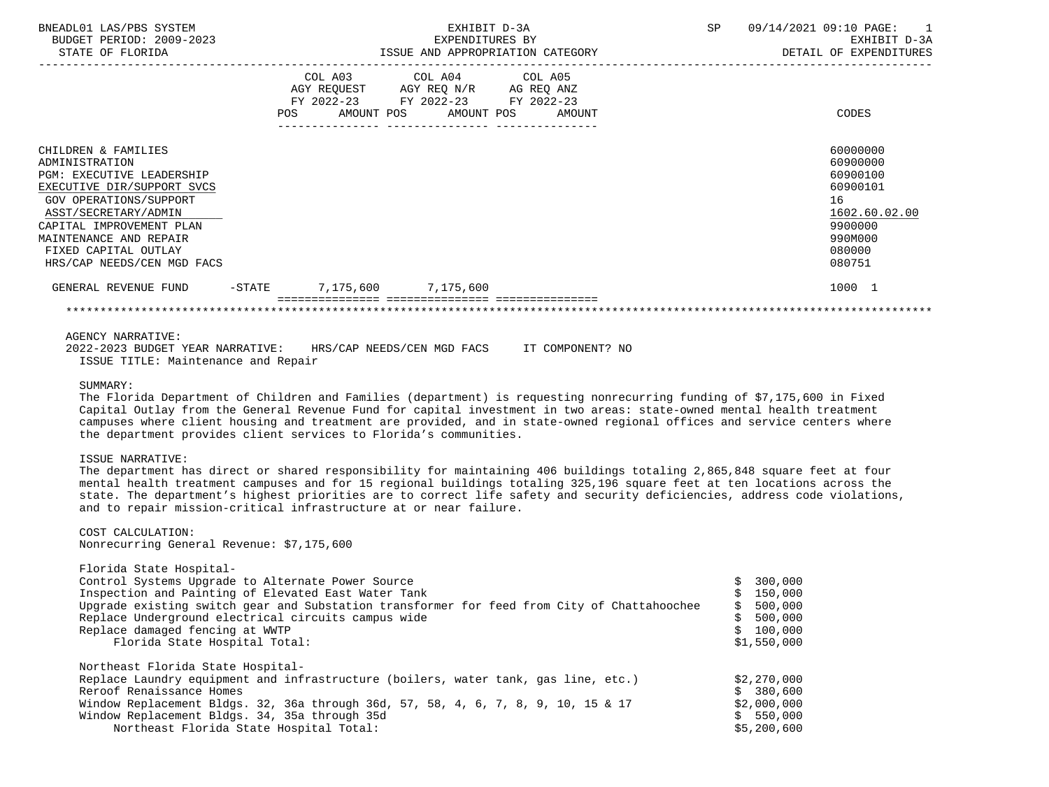BNEADL01 LAS/PBS SYSTEM — EXHIBIT D-3A — SP 09/14/2021 09:10 PAGE: 1
BUDGET PERIOD: 2009-2023 — EXPENDITURES BY — EXHIBIT D-3A
STATE OF FLORIDA — ISSUE AND APPROPRIATION CATEGORY — DETAIL OF EXPENDITURES

| | COL A03 AGY REQUEST FY 2022-23 POS AMOUNT | COL A04 AGY REQ N/R FY 2022-23 POS AMOUNT | COL A05 AG REQ ANZ FY 2022-23 POS AMOUNT | CODES |
|---|---|---|---|---|
| CHILDREN & FAMILIES | | | | 60000000 |
| ADMINISTRATION | | | | 60900000 |
| PGM: EXECUTIVE LEADERSHIP | | | | 60900100 |
| EXECUTIVE DIR/SUPPORT SVCS | | | | 60900101 |
| GOV OPERATIONS/SUPPORT | | | | 16 |
| ASST/SECRETARY/ADMIN | | | | 1602.60.02.00 |
| CAPITAL IMPROVEMENT PLAN | | | | 9900000 |
| MAINTENANCE AND REPAIR | | | | 990M000 |
| FIXED CAPITAL OUTLAY | | | | 080000 |
| HRS/CAP NEEDS/CEN MGD FACS | | | | 080751 |
| GENERAL REVENUE FUND -STATE | 7,175,600 | 7,175,600 | | 1000 1 |

AGENCY NARRATIVE:
2022-2023 BUDGET YEAR NARRATIVE: HRS/CAP NEEDS/CEN MGD FACS IT COMPONENT? NO
ISSUE TITLE: Maintenance and Repair

SUMMARY:
The Florida Department of Children and Families (department) is requesting nonrecurring funding of $7,175,600 in Fixed Capital Outlay from the General Revenue Fund for capital investment in two areas: state-owned mental health treatment campuses where client housing and treatment are provided, and in state-owned regional offices and service centers where the department provides client services to Florida's communities.

ISSUE NARRATIVE:
The department has direct or shared responsibility for maintaining 406 buildings totaling 2,865,848 square feet at four mental health treatment campuses and for 15 regional buildings totaling 325,196 square feet at ten locations across the state. The department's highest priorities are to correct life safety and security deficiencies, address code violations, and to repair mission-critical infrastructure at or near failure.

COST CALCULATION:
Nonrecurring General Revenue: $7,175,600

| Florida State Hospital- | |
|---|---|
| Control Systems Upgrade to Alternate Power Source | $ 300,000 |
| Inspection and Painting of Elevated East Water Tank | $ 150,000 |
| Upgrade existing switch gear and Substation transformer for feed from City of Chattahoochee | $ 500,000 |
| Replace Underground electrical circuits campus wide | $ 500,000 |
| Replace damaged fencing at WWTP | $ 100,000 |
| Florida State Hospital Total: | $1,550,000 |

| Northeast Florida State Hospital- | |
|---|---|
| Replace Laundry equipment and infrastructure (boilers, water tank, gas line, etc.) | $2,270,000 |
| Reroof Renaissance Homes | $ 380,600 |
| Window Replacement Bldgs. 32, 36a through 36d, 57, 58, 4, 6, 7, 8, 9, 10, 15 & 17 | $2,000,000 |
| Window Replacement Bldgs. 34, 35a through 35d | $ 550,000 |
| Northeast Florida State Hospital Total: | $5,200,600 |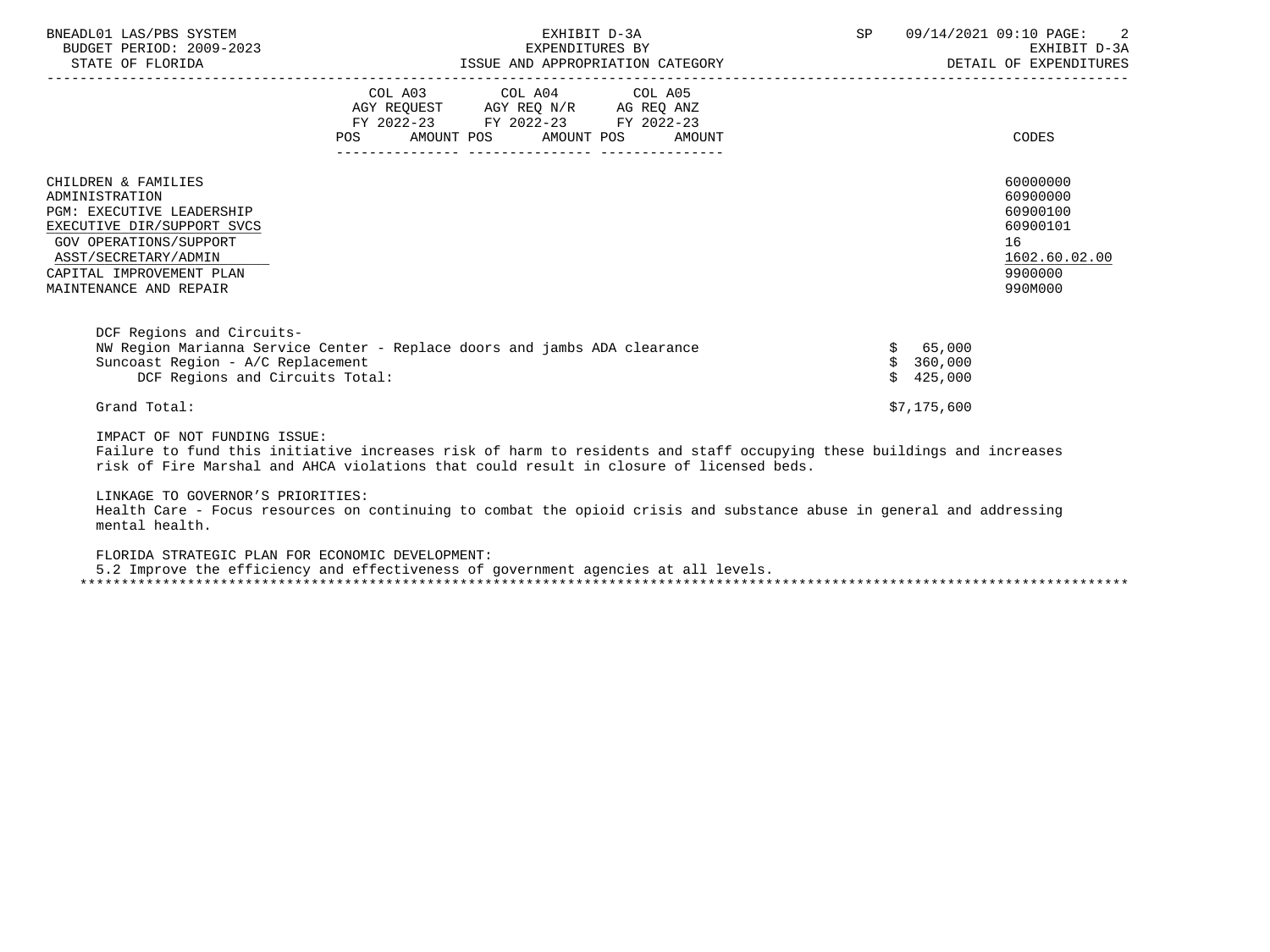| | COL A03 AGY REQUEST FY 2022-23 POS AMOUNT | COL A04 AGY REQ N/R FY 2022-23 POS AMOUNT | COL A05 AG REQ ANZ FY 2022-23 POS AMOUNT | CODES |
|---|---|---|---|---|
| CHILDREN & FAMILIES | | | | 60000000 |
| ADMINISTRATION | | | | 60900000 |
| PGM: EXECUTIVE LEADERSHIP | | | | 60900100 |
| EXECUTIVE DIR/SUPPORT SVCS | | | | 60900101 |
| GOV OPERATIONS/SUPPORT | | | | 16 |
| ASST/SECRETARY/ADMIN | | | | 1602.60.02.00 |
| CAPITAL IMPROVEMENT PLAN | | | | 9900000 |
| MAINTENANCE AND REPAIR | | | | 990M000 |

DCF Regions and Circuits-

| | |
|---|---|
| NW Region Marianna Service Center - Replace doors and jambs ADA clearance | $ 65,000 |
| Suncoast Region - A/C Replacement | $ 360,000 |
| DCF Regions and Circuits Total: | $ 425,000 |
| Grand Total: | $7,175,600 |

IMPACT OF NOT FUNDING ISSUE:
Failure to fund this initiative increases risk of harm to residents and staff occupying these buildings and increases risk of Fire Marshal and AHCA violations that could result in closure of licensed beds.

LINKAGE TO GOVERNOR'S PRIORITIES:
Health Care - Focus resources on continuing to combat the opioid crisis and substance abuse in general and addressing mental health.

FLORIDA STRATEGIC PLAN FOR ECONOMIC DEVELOPMENT:
5.2 Improve the efficiency and effectiveness of government agencies at all levels.